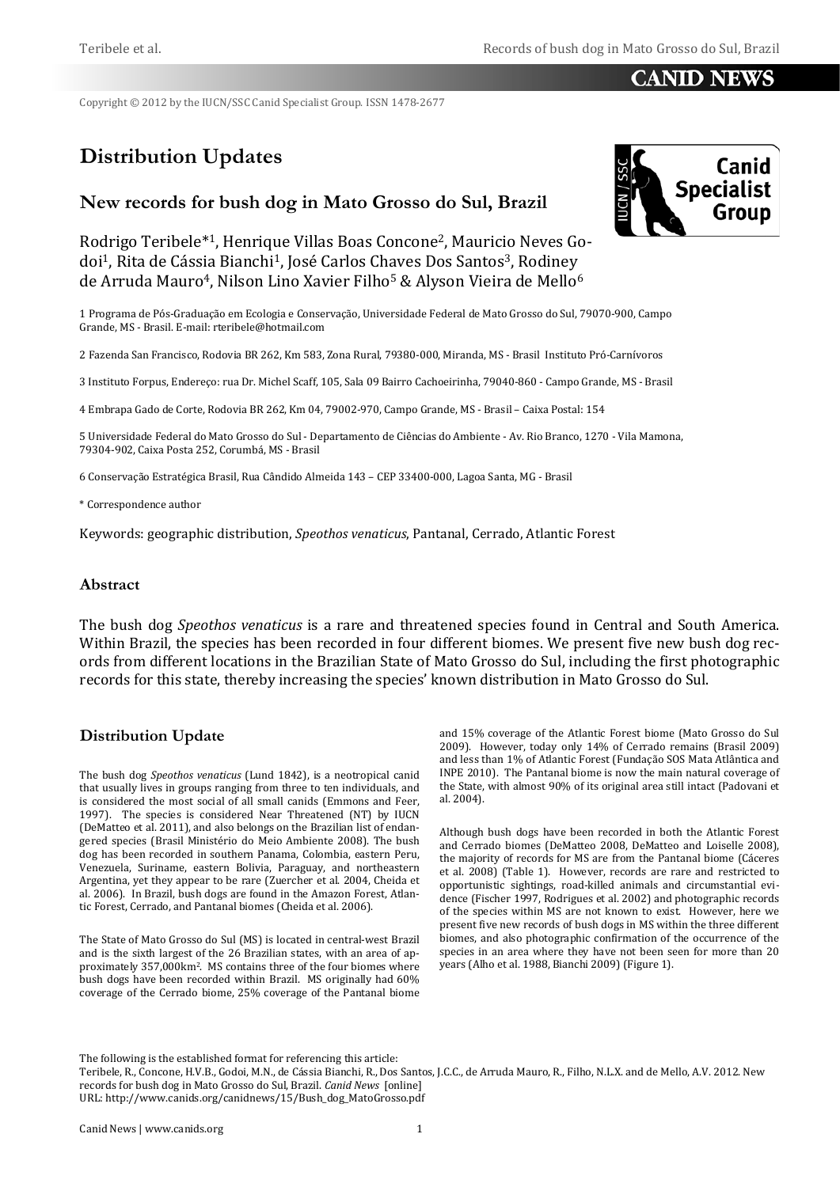Copyright © 2012 by the IUCN/SSC Canid Specialist Group. ISSN 1478-2677

# Distribution Updates

## New records for bush dog in Mato Grosso do Sul, Brazil

Rodrigo Teribele*[1], Henrique Villas Boas Concone[2], Mauricio Neves Godoi[1], Rita de Cássia Bianchi[1], José Carlos Chaves Dos Santos[3], Rodiney de Arruda Mauro[4], Nilson Lino Xavier Filho[5] & Alyson Vieira de Mello[6]

1 Programa de Pós-Graduação em Ecologia e Conservação, Universidade Federal de Mato Grosso do Sul, 79070-900, Campo Grande, MS - Brasil. E-mail: rteribele@hotmail.com

2 Fazenda San Francisco, Rodovia BR 262, Km 583, Zona Rural, 79380-000, Miranda, MS - Brasil Instituto Pró-Carnívoros

3 Instituto Forpus, Endereço: rua Dr. Michel Scaff, 105, Sala 09 Bairro Cachoeirinha, 79040-860 - Campo Grande, MS - Brasil

4 Embrapa Gado de Corte, Rodovia BR 262, Km 04, 79002-970, Campo Grande, MS - Brasil – Caixa Postal: 154

5 Universidade Federal do Mato Grosso do Sul - Departamento de Ciências do Ambiente - Av. Rio Branco, 1270 - Vila Mamona, 79304-902, Caixa Posta 252, Corumbá, MS - Brasil

6 Conservação Estratégica Brasil, Rua Cândido Almeida 143 – CEP 33400-000, Lagoa Santa, MG - Brasil

* Correspondence author

Keywords: geographic distribution, *Speothos venaticus*, Pantanal, Cerrado, Atlantic Forest

### Abstract

The bush dog *Speothos venaticus* is a rare and threatened species found in Central and South America. Within Brazil, the species has been recorded in four different biomes. We present five new bush dog records from different locations in the Brazilian State of Mato Grosso do Sul, including the first photographic records for this state, thereby increasing the species' known distribution in Mato Grosso do Sul.

### Distribution Update

The bush dog *Speothos venaticus* (Lund 1842), is a neotropical canid that usually lives in groups ranging from three to ten individuals, and is considered the most social of all small canids (Emmons and Feer, 1997). The species is considered Near Threatened (NT) by IUCN (DeMatteo et al. 2011), and also belongs on the Brazilian list of endangered species (Brasil Ministério do Meio Ambiente 2008). The bush dog has been recorded in southern Panama, Colombia, eastern Peru, Venezuela, Suriname, eastern Bolivia, Paraguay, and northeastern Argentina, yet they appear to be rare (Zuercher et al. 2004, Cheida et al. 2006). In Brazil, bush dogs are found in the Amazon Forest, Atlantic Forest, Cerrado, and Pantanal biomes (Cheida et al. 2006).

The State of Mato Grosso do Sul (MS) is located in central-west Brazil and is the sixth largest of the 26 Brazilian states, with an area of approximately 357,000km$^2$. MS contains three of the four biomes where bush dogs have been recorded within Brazil. MS originally had 60% coverage of the Cerrado biome, 25% coverage of the Pantanal biome and 15% coverage of the Atlantic Forest biome (Mato Grosso do Sul 2009). However, today only 14% of Cerrado remains (Brasil 2009) and less than 1% of Atlantic Forest (Fundação SOS Mata Atlântica and INPE 2010). The Pantanal biome is now the main natural coverage of the State, with almost 90% of its original area still intact (Padovani et al. 2004).

Although bush dogs have been recorded in both the Atlantic Forest and Cerrado biomes (DeMatteo 2008, DeMatteo and Loiselle 2008), the majority of records for MS are from the Pantanal biome (Cáceres et al. 2008) (Table 1). However, records are rare and restricted to opportunistic sightings, road-killed animals and circumstantial evidence (Fischer 1997, Rodrigues et al. 2002) and photographic records of the species within MS are not known to exist. However, here we present five new records of bush dogs in MS within the three different biomes, and also photographic confirmation of the occurrence of the species in an area where they have not been seen for more than 20 years (Alho et al. 1988, Bianchi 2009) (Figure 1).

The following is the established format for referencing this article:
Teribele, R., Concone, H.V.B., Godoi, M.N., de Cássia Bianchi, R., Dos Santos, J.C.C., de Arruda Mauro, R., Filho, N.L.X. and de Mello, A.V. 2012. New records for bush dog in Mato Grosso do Sul, Brazil. *Canid News* [online]
URL: http://www.canids.org/canidnews/15/Bush_dog_MatoGrosso.pdf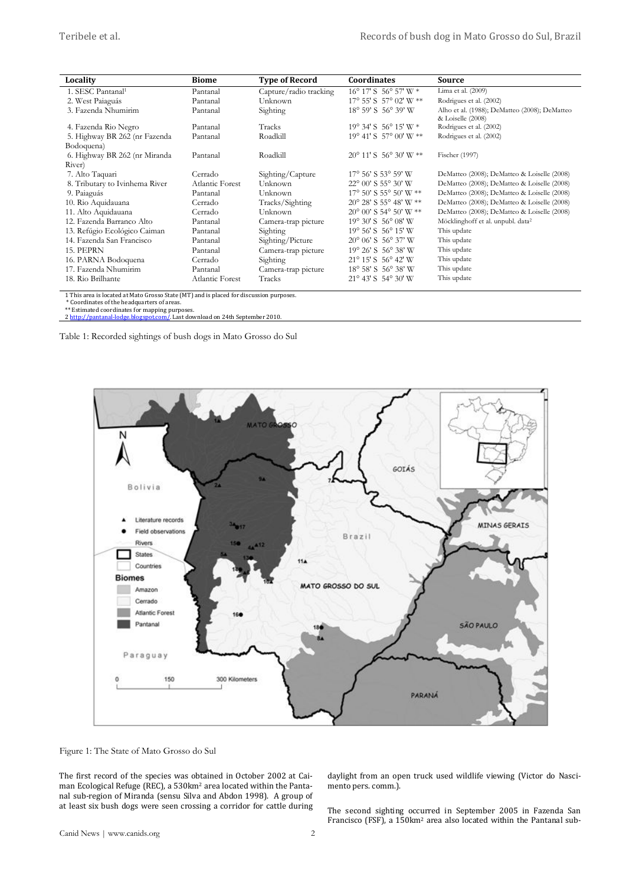| Locality | Biome | Type of Record | Coordinates | Source |
|---|---|---|---|---|
| 1. SESC Pantanal[1] | Pantanal | Capture/radio tracking | 16° 17' S 56° 57' W * | Lima et al. (2009) |
| 2. West Paiaguás | Pantanal | Unknown | 17° 55' S 57° 02' W ** | Rodrigues et al. (2002) |
| 3. Fazenda Nhumirim | Pantanal | Sighting | 18° 59' S 56° 39' W | Alho et al. (1988); DeMatteo (2008); DeMatteo & Loiselle (2008) |
| 4. Fazenda Rio Negro | Pantanal | Tracks | 19° 34' S 56° 15' W * | Rodrigues et al. (2002) |
| 5. Highway BR 262 (nr Fazenda Bodoquena) | Pantanal | Roadkill | 19° 41' S 57° 00' W ** | Rodrigues et al. (2002) |
| 6. Highway BR 262 (nr Miranda River) | Pantanal | Roadkill | 20° 11' S 56° 30' W ** | Fischer (1997) |
| 7. Alto Taquari | Cerrado | Sighting/Capture | 17° 56' S 53° 59' W | DeMatteo (2008); DeMatteo & Loiselle (2008) |
| 8. Tributary to Ivinhema River | Atlantic Forest | Unknown | 22° 00' S 55° 30' W | DeMatteo (2008); DeMatteo & Loiselle (2008) |
| 9. Paiaguás | Pantanal | Unknown | 17° 50' S 55° 50' W ** | DeMatteo (2008); DeMatteo & Loiselle (2008) |
| 10. Rio Aquidauana | Cerrado | Tracks/Sighting | 20° 28' S 55° 48' W ** | DeMatteo (2008); DeMatteo & Loiselle (2008) |
| 11. Alto Aquidauana | Cerrado | Unknown | 20° 00' S 54° 50' W ** | DeMatteo (2008); DeMatteo & Loiselle (2008) |
| 12. Fazenda Barranco Alto | Pantanal | Camera-trap picture | 19° 30' S 56° 08' W | Möcklinghoff et al. unpubl. data[2] |
| 13. Refúgio Ecológico Caiman | Pantanal | Sighting | 19° 56' S 56° 15' W | This update |
| 14. Fazenda San Francisco | Pantanal | Sighting/Picture | 20° 06' S 56° 37' W | This update |
| 15. PEPRN | Pantanal | Camera-trap picture | 19° 26' S 56° 38' W | This update |
| 16. PARNA Bodoquena | Cerrado | Sighting | 21° 15' S 56° 42' W | This update |
| 17. Fazenda Nhumirim | Pantanal | Camera-trap picture | 18° 58' S 56° 38' W | This update |
| 18. Rio Brilhante | Atlantic Forest | Tracks | 21° 43' S 54° 30' W | This update |

1 This area is located at Mato Grosso State (MT) and is placed for discussion purposes.
\* Coordinates of the headquarters of areas.
\*\* Estimated coordinates for mapping purposes.
2 http://pantanal-lodge.blogspot.com/. Last download on 24th September 2010.

Table 1: Recorded sightings of bush dogs in Mato Grosso do Sul

Figure 1: The State of Mato Grosso do Sul

The first record of the species was obtained in October 2002 at Caiman Ecological Refuge (REC), a 530km² area located within the Pantanal sub-region of Miranda (sensu Silva and Abdon 1998). A group of at least six bush dogs were seen crossing a corridor for cattle during daylight from an open truck used wildlife viewing (Victor do Nascimento pers. comm.).

The second sighting occurred in September 2005 in Fazenda San Francisco (FSF), a 150km² area also located within the Pantanal sub-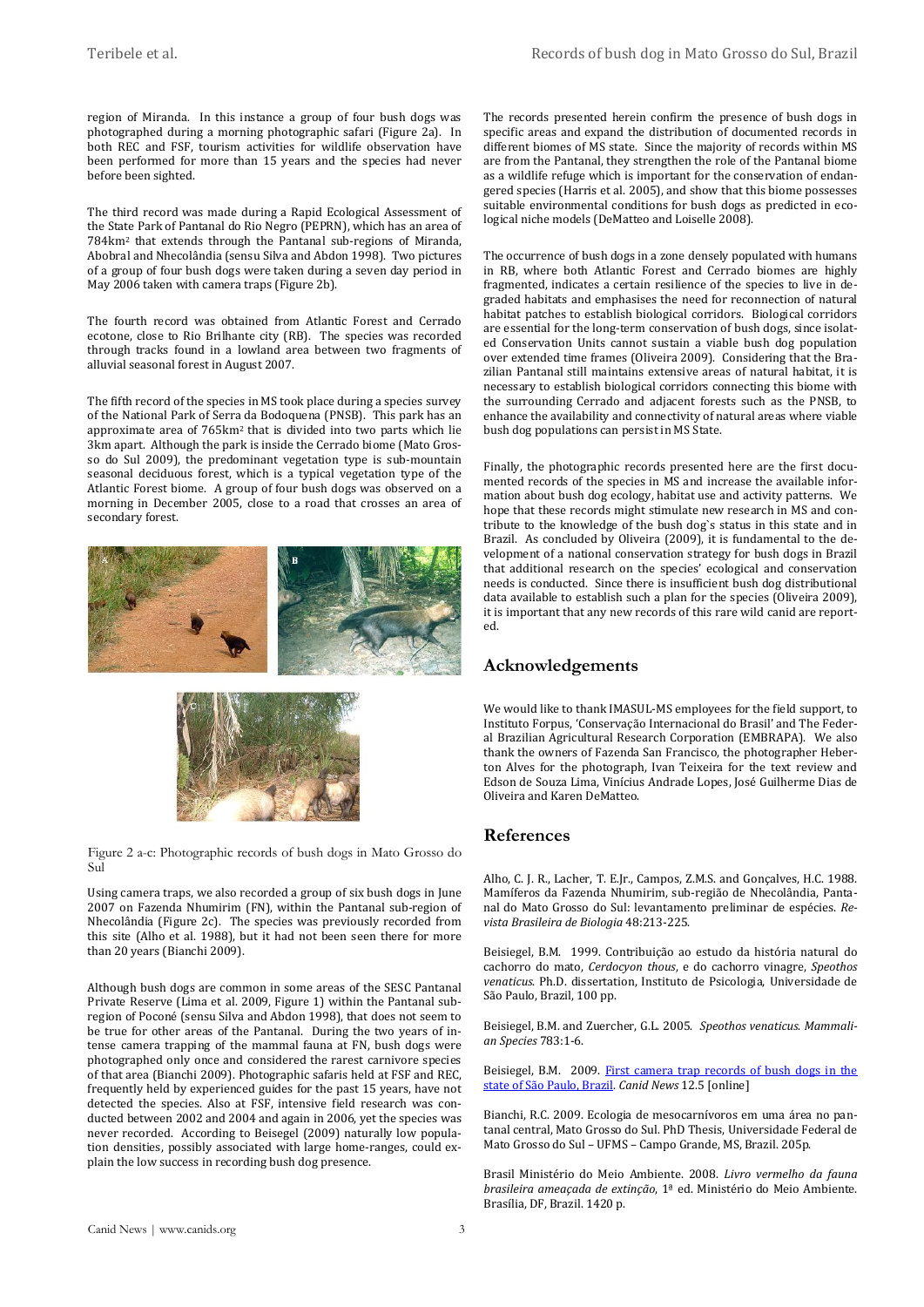region of Miranda. In this instance a group of four bush dogs was photographed during a morning photographic safari (Figure 2a). In both REC and FSF, tourism activities for wildlife observation have been performed for more than 15 years and the species had never before been sighted.

The third record was made during a Rapid Ecological Assessment of the State Park of Pantanal do Rio Negro (PEPRN), which has an area of 784km² that extends through the Pantanal sub-regions of Miranda, Abobral and Nhecolândia (sensu Silva and Abdon 1998). Two pictures of a group of four bush dogs were taken during a seven day period in May 2006 taken with camera traps (Figure 2b).

The fourth record was obtained from Atlantic Forest and Cerrado ecotone, close to Rio Brilhante city (RB). The species was recorded through tracks found in a lowland area between two fragments of alluvial seasonal forest in August 2007.

The fifth record of the species in MS took place during a species survey of the National Park of Serra da Bodoquena (PNSB). This park has an approximate area of 765km² that is divided into two parts which lie 3km apart. Although the park is inside the Cerrado biome (Mato Grosso do Sul 2009), the predominant vegetation type is sub-mountain seasonal deciduous forest, which is a typical vegetation type of the Atlantic Forest biome. A group of four bush dogs was observed on a morning in December 2005, close to a road that crosses an area of secondary forest.

Figure 2 a-c: Photographic records of bush dogs in Mato Grosso do Sul

Using camera traps, we also recorded a group of six bush dogs in June 2007 on Fazenda Nhumirim (FN), within the Pantanal sub-region of Nhecolândia (Figure 2c). The species was previously recorded from this site (Alho et al. 1988), but it had not been seen there for more than 20 years (Bianchi 2009).

Although bush dogs are common in some areas of the SESC Pantanal Private Reserve (Lima et al. 2009, Figure 1) within the Pantanal sub-region of Poconé (sensu Silva and Abdon 1998), that does not seem to be true for other areas of the Pantanal. During the two years of intense camera trapping of the mammal fauna at FN, bush dogs were photographed only once and considered the rarest carnivore species of that area (Bianchi 2009). Photographic safaris held at FSF and REC, frequently held by experienced guides for the past 15 years, have not detected the species. Also at FSF, intensive field research was conducted between 2002 and 2004 and again in 2006, yet the species was never recorded. According to Beisegel (2009) naturally low population densities, possibly associated with large home-ranges, could explain the low success in recording bush dog presence.

The records presented herein confirm the presence of bush dogs in specific areas and expand the distribution of documented records in different biomes of MS state. Since the majority of records within MS are from the Pantanal, they strengthen the role of the Pantanal biome as a wildlife refuge which is important for the conservation of endangered species (Harris et al. 2005), and show that this biome possesses suitable environmental conditions for bush dogs as predicted in ecological niche models (DeMatteo and Loiselle 2008).

The occurrence of bush dogs in a zone densely populated with humans in RB, where both Atlantic Forest and Cerrado biomes are highly fragmented, indicates a certain resilience of the species to live in degraded habitats and emphasises the need for reconnection of natural habitat patches to establish biological corridors. Biological corridors are essential for the long-term conservation of bush dogs, since isolated Conservation Units cannot sustain a viable bush dog population over extended time frames (Oliveira 2009). Considering that the Brazilian Pantanal still maintains extensive areas of natural habitat, it is necessary to establish biological corridors connecting this biome with the surrounding Cerrado and adjacent forests such as the PNSB, to enhance the availability and connectivity of natural areas where viable bush dog populations can persist in MS State.

Finally, the photographic records presented here are the first documented records of the species in MS and increase the available information about bush dog ecology, habitat use and activity patterns. We hope that these records might stimulate new research in MS and contribute to the knowledge of the bush dog`s status in this state and in Brazil. As concluded by Oliveira (2009), it is fundamental to the development of a national conservation strategy for bush dogs in Brazil that additional research on the species' ecological and conservation needs is conducted. Since there is insufficient bush dog distributional data available to establish such a plan for the species (Oliveira 2009), it is important that any new records of this rare wild canid are reported.

## Acknowledgements

We would like to thank IMASUL-MS employees for the field support, to Instituto Forpus, 'Conservação Internacional do Brasil' and The Federal Brazilian Agricultural Research Corporation (EMBRAPA). We also thank the owners of Fazenda San Francisco, the photographer Heberton Alves for the photograph, Ivan Teixeira for the text review and Edson de Souza Lima, Vinícius Andrade Lopes, José Guilherme Dias de Oliveira and Karen DeMatteo.

## References

Alho, C. J. R., Lacher, T. E.Jr., Campos, Z.M.S. and Gonçalves, H.C. 1988. Mamíferos da Fazenda Nhumirim, sub-região de Necolândia, Pantanal do Mato Grosso do Sul: levantamento preliminar de espécies. *Revista Brasileira de Biologia* 48:213-225.

Beisiegel, B.M. 1999. Contribuição ao estudo da história natural do cachorro do mato, *Cerdocyon thous*, e do cachorro vinagre, *Speothos venaticus*. Ph.D. dissertation, Instituto de Psicologia, Universidade de São Paulo, Brazil, 100 pp.

Beisiegel, B.M. and Zuercher, G.L. 2005. *Speothos venaticus*. *Mammalian Species* 783:1-6.

Beisiegel, B.M. 2009. First camera trap records of bush dogs in the state of São Paulo, Brazil. *Canid News* 12.5 [online]

Bianchi, R.C. 2009. Ecologia de mesocarnívoros em uma área no pantanal central, Mato Grosso do Sul. PhD Thesis, Universidade Federal de Mato Grosso do Sul – UFMS – Campo Grande, MS, Brazil. 205p.

Brasil Ministério do Meio Ambiente. 2008. *Livro vermelho da fauna brasileira ameaçada de extinção*, 1ª ed. Ministério do Meio Ambiente. Brasília, DF, Brazil. 1420 p.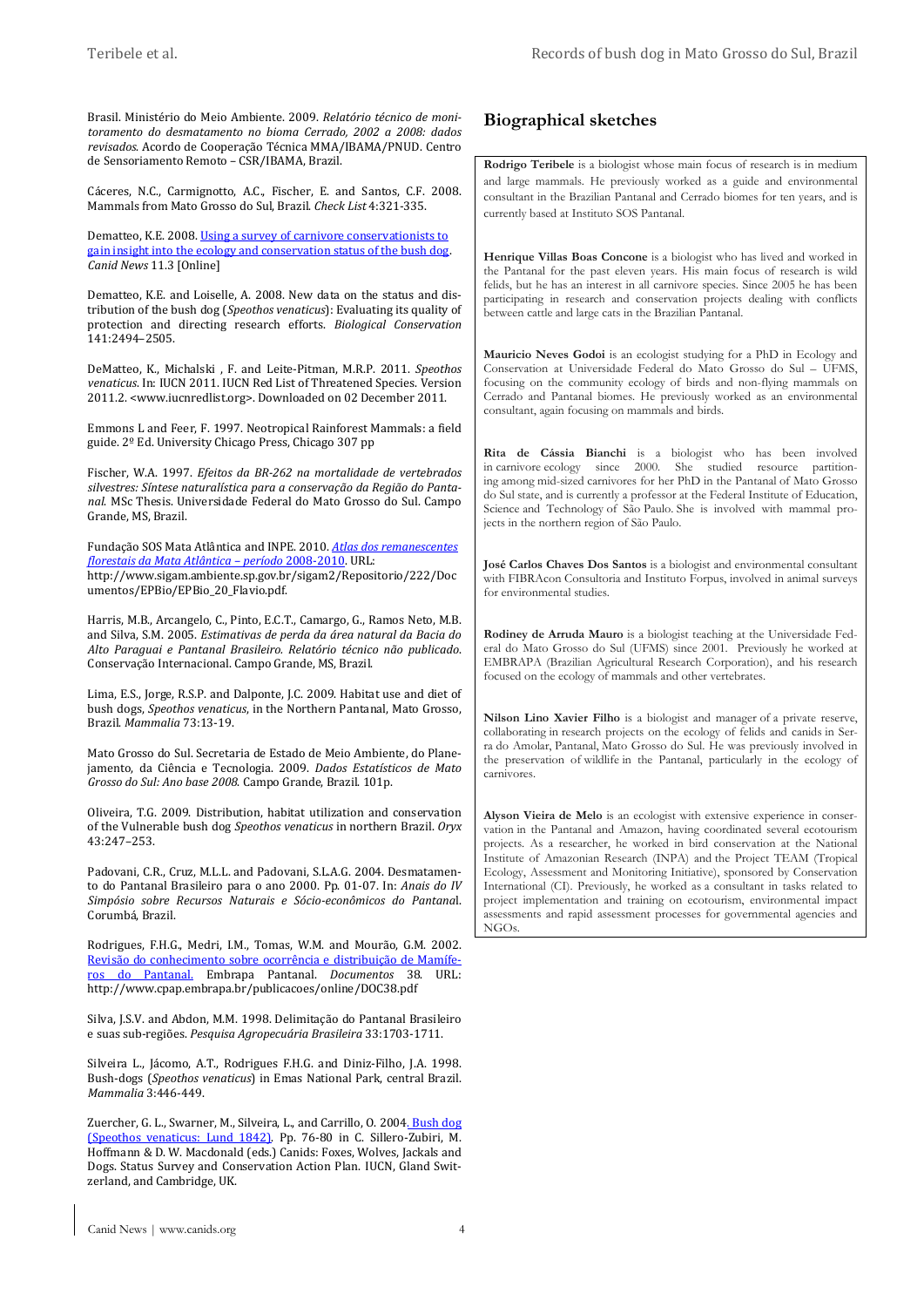Brasil. Ministério do Meio Ambiente. 2009. *Relatório técnico de monitoramento do desmatamento no bioma Cerrado, 2002 a 2008: dados revisados*. Acordo de Cooperação Técnica MMA/IBAMA/PNUD. Centro de Sensoriamento Remoto – CSR/IBAMA, Brazil.

Cáceres, N.C., Carmignotto, A.C., Fischer, E. and Santos, C.F. 2008. Mammals from Mato Grosso do Sul, Brazil. *Check List* 4:321-335.

Dematteo, K.E. 2008. Using a survey of carnivore conservationists to gain insight into the ecology and conservation status of the bush dog. *Canid News* 11.3 [Online]

Dematteo, K.E. and Loiselle, A. 2008. New data on the status and distribution of the bush dog (*Speothos venaticus*): Evaluating its quality of protection and directing research efforts. *Biological Conservation* 141:2494–2505.

DeMatteo, K., Michalski , F. and Leite-Pitman, M.R.P. 2011. *Speothos venaticus*. In: IUCN 2011. IUCN Red List of Threatened Species. Version 2011.2. <www.iucnredlist.org>. Downloaded on 02 December 2011.

Emmons L and Feer, F. 1997. Neotropical Rainforest Mammals: a field guide. 2º Ed. University Chicago Press, Chicago 307 pp

Fischer, W.A. 1997. *Efeitos da BR-262 na mortalidade de vertebrados silvestres: Síntese naturalística para a conservação da Região do Pantanal*. MSc Thesis. Universidade Federal do Mato Grosso do Sul. Campo Grande, MS, Brazil.

Fundação SOS Mata Atlântica and INPE. 2010. *Atlas dos remanescentes florestais da Mata Atlântica – período* 2008-2010. URL: http://www.sigam.ambiente.sp.gov.br/sigam2/Repositorio/222/Documentos/EPBio/EPBio_20_Flavio.pdf.

Harris, M.B., Arcangelo, C., Pinto, E.C.T., Camargo, G., Ramos Neto, M.B. and Silva, S.M. 2005. *Estimativas de perda da área natural da Bacia do Alto Paraguai e Pantanal Brasileiro. Relatório técnico não publicado*. Conservação Internacional. Campo Grande, MS, Brazil.

Lima, E.S., Jorge, R.S.P. and Dalponte, J.C. 2009. Habitat use and diet of bush dogs, *Speothos venaticus*, in the Northern Pantanal, Mato Grosso, Brazil. *Mammalia* 73:13-19.

Mato Grosso do Sul. Secretaria de Estado de Meio Ambiente, do Planejamento, da Ciência e Tecnologia. 2009. *Dados Estatísticos de Mato Grosso do Sul: Ano base 2008*. Campo Grande, Brazil. 101p.

Oliveira, T.G. 2009. Distribution, habitat utilization and conservation of the Vulnerable bush dog *Speothos venaticus* in northern Brazil. *Oryx* 43:247–253.

Padovani, C.R., Cruz, M.L.L. and Padovani, S.L.A.G. 2004. Desmatamento do Pantanal Brasileiro para o ano 2000. Pp. 01-07. In: *Anais do IV Simpósio sobre Recursos Naturais e Sócio-econômicos do Pantanal*. Corumbá, Brazil.

Rodrigues, F.H.G., Medri, I.M., Tomas, W.M. and Mourão, G.M. 2002. Revisão do conhecimento sobre ocorrência e distribuição de Mamíferos do Pantanal. Embrapa Pantanal. *Documentos* 38. URL: http://www.cpap.embrapa.br/publicacoes/online/DOC38.pdf

Silva, J.S.V. and Abdon, M.M. 1998. Delimitação do Pantanal Brasileiro e suas sub-regiões. *Pesquisa Agropecuária Brasileira* 33:1703-1711.

Silveira L., Jácomo, A.T., Rodrigues F.H.G. and Diniz-Filho, J.A. 1998. Bush-dogs (*Speothos venaticus*) in Emas National Park, central Brazil. *Mammalia* 3:446-449.

Zuercher, G. L., Swarner, M., Silveira, L., and Carrillo, O. 2004. Bush dog (Speothos venaticus: Lund 1842). Pp. 76-80 in C. Sillero-Zubiri, M. Hoffmann & D. W. Macdonald (eds.) Canids: Foxes, Wolves, Jackals and Dogs. Status Survey and Conservation Action Plan. IUCN, Gland Switzerland, and Cambridge, UK.

## Biographical sketches

**Rodrigo Teribele** is a biologist whose main focus of research is in medium and large mammals. He previously worked as a guide and environmental consultant in the Brazilian Pantanal and Cerrado biomes for ten years, and is currently based at Instituto SOS Pantanal.

**Henrique Villas Boas Concone** is a biologist who has lived and worked in the Pantanal for the past eleven years. His main focus of research is wild felids, but he has an interest in all carnivore species. Since 2005 he has been participating in research and conservation projects dealing with conflicts between cattle and large cats in the Brazilian Pantanal.

**Mauricio Neves Godoi** is an ecologist studying for a PhD in Ecology and Conservation at Universidade Federal do Mato Grosso do Sul – UFMS, focusing on the community ecology of birds and non-flying mammals on Cerrado and Pantanal biomes. He previously worked as an environmental consultant, again focusing on mammals and birds.

**Rita de Cássia Bianchi** is a biologist who has been involved in carnivore ecology since 2000. She studied resource partitioning among mid-sized carnivores for her PhD in the Pantanal of Mato Grosso do Sul state, and is currently a professor at the Federal Institute of Education, Science and Technology of São Paulo. She is involved with mammal projects in the northern region of São Paulo.

**José Carlos Chaves Dos Santos** is a biologist and environmental consultant with FIBRAcon Consultoria and Instituto Forpus, involved in animal surveys for environmental studies.

**Rodiney de Arruda Mauro** is a biologist teaching at the Universidade Federal do Mato Grosso do Sul (UFMS) since 2001. Previously he worked at EMBRAPA (Brazilian Agricultural Research Corporation), and his research focused on the ecology of mammals and other vertebrates.

**Nilson Lino Xavier Filho** is a biologist and manager of a private reserve, collaborating in research projects on the ecology of felids and canids in Serra do Amolar, Pantanal, Mato Grosso do Sul. He was previously involved in the preservation of wildlife in the Pantanal, particularly in the ecology of carnivores.

**Alyson Vieira de Melo** is an ecologist with extensive experience in conservation in the Pantanal and Amazon, having coordinated several ecotourism projects. As a researcher, he worked in bird conservation at the National Institute of Amazonian Research (INPA) and the Project TEAM (Tropical Ecology, Assessment and Monitoring Initiative), sponsored by Conservation International (CI). Previously, he worked as a consultant in tasks related to project implementation and training on ecotourism, environmental impact assessments and rapid assessment processes for governmental agencies and NGOs.